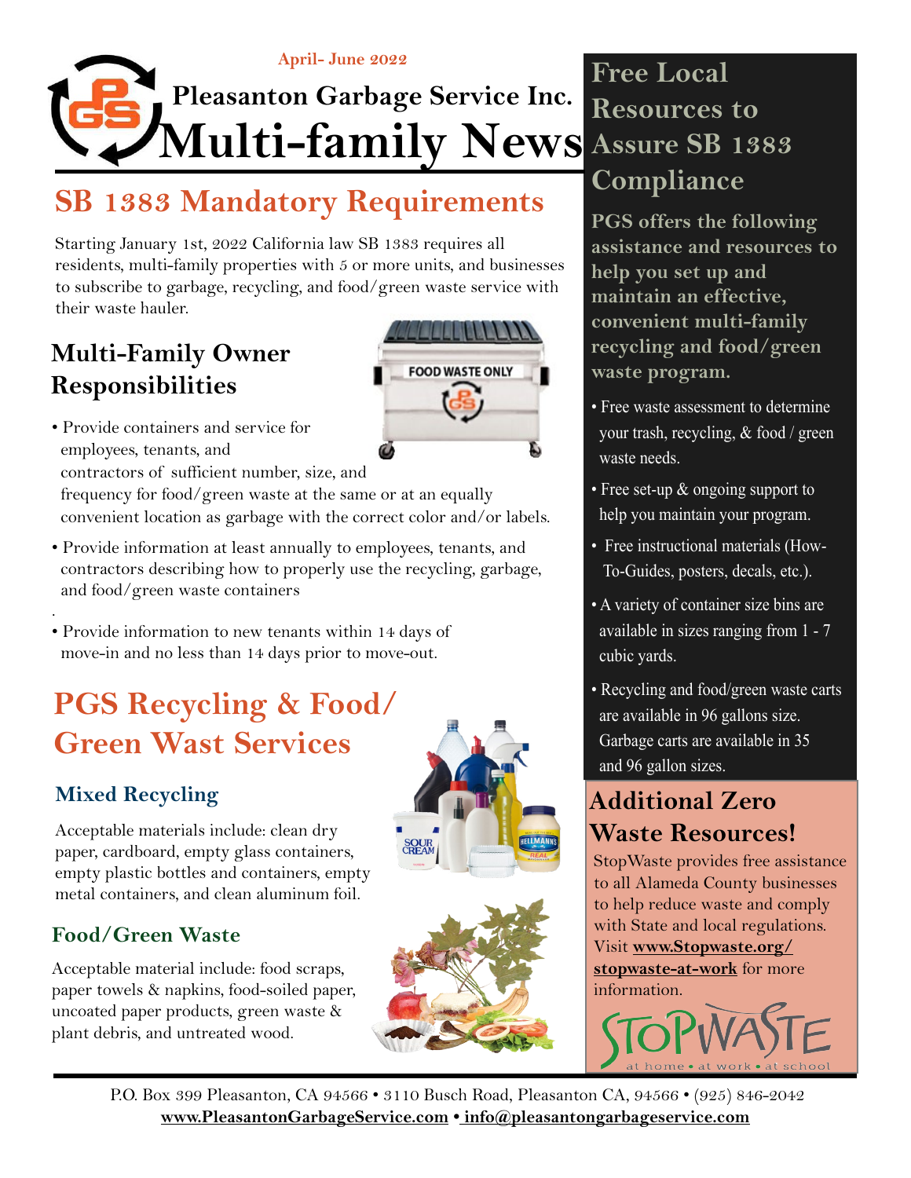April- June 2022

# Pleasanton Garbage Service Inc. Multi-family News

## SB 1383 Mandatory Requirements

Starting January 1st, 2022 California law SB 1383 requires all residents, multi-family properties with 5 or more units, and businesses to subscribe to garbage, recycling, and food/green waste service with their waste hauler.

### Multi-Family Owner Responsibilities

- Provide containers and service for employees, tenants, and contractors of sufficient number, size, and frequency for food/green waste at the same or at an equally convenient location as garbage with the correct color and/or labels.
- Provide information at least annually to employees, tenants, and contractors describing how to properly use the recycling, garbage, and food/green waste containers
- Provide information to new tenants within 14 days of move-in and no less than 14 days prior to move-out.

## PGS Recycling & Food/ Green Wast Services

### Mixed Recycling

Acceptable materials include: clean dry paper, cardboard, empty glass containers, empty plastic bottles and containers, empty metal containers, and clean aluminum foil.

### Food/Green Waste

Acceptable material include: food scraps, paper towels & napkins, food-soiled paper, uncoated paper products, green waste & plant debris, and untreated wood.

## Free Local Resources to Assure SB 1383 Compliance

**PGS offers the following assistance and resources to help you set up and maintain an effective, convenient multi-family recycling and food/green waste program.**

- Free waste assessment to determine your trash, recycling, & food / green waste needs.
- Free set-up & ongoing support to help you maintain your program.
- Free instructional materials (How-To-Guides, posters, decals, etc.).
- A variety of container size bins are available in sizes ranging from 1 - 7 cubic yards.
- Recycling and food/green waste carts are available in 96 gallons size. Garbage carts are available in 35 and 96 gallon sizes.

## Additional Zero Waste Resources!

StopWaste provides free assistance to all Alameda County businesses to help reduce waste and comply with State and local regulations. Visit **www.Stopwaste.org/stopwaste-at-work** for more information.

STOPWASTE at home • at work • at school

P.O. Box 399 Pleasanton, CA 94566 • 3110 Busch Road, Pleasanton CA, 94566 • (925) 846-2042
**www.PleasantonGarbageService.com • info@pleasantongarbageservice.com**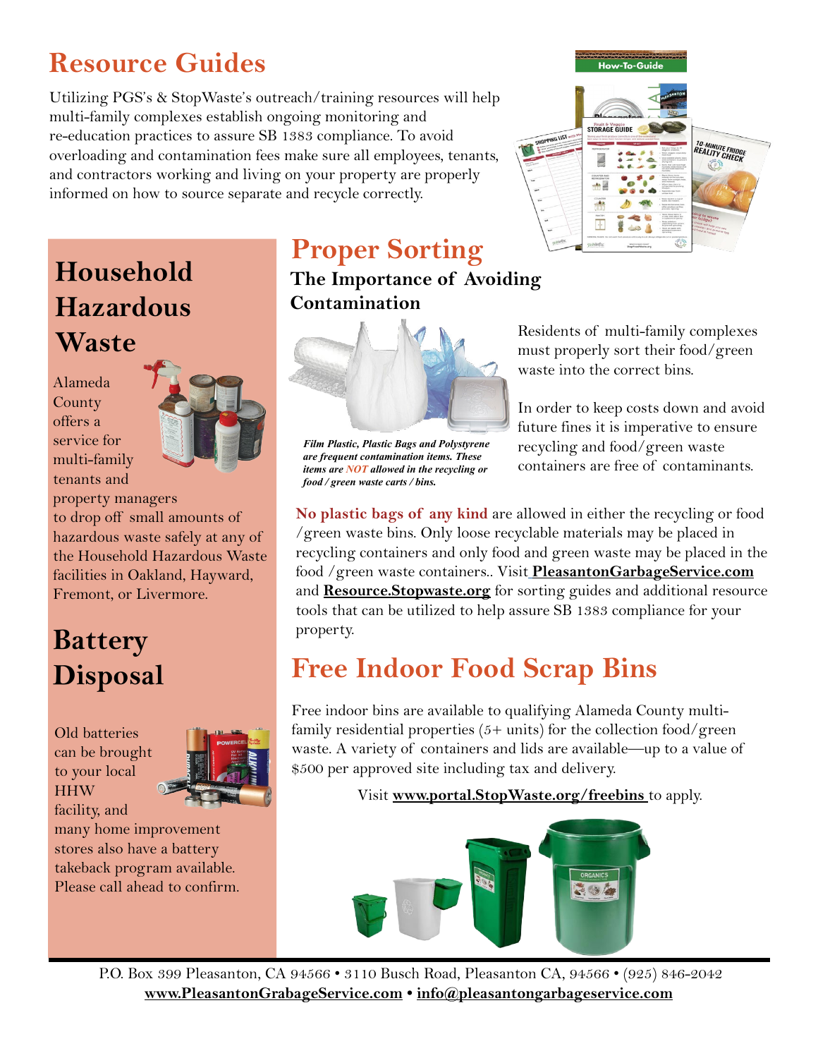# Resource Guides

Utilizing PGS's & StopWaste's outreach/training resources will help multi-family complexes establish ongoing monitoring and re-education practices to assure SB 1383 compliance. To avoid overloading and contamination fees make sure all employees, tenants, and contractors working and living on your property are properly informed on how to source separate and recycle correctly.

## Household Hazardous Waste

Alameda County offers a service for multi-family tenants and property managers to drop off small amounts of hazardous waste safely at any of the Household Hazardous Waste facilities in Oakland, Hayward, Fremont, or Livermore.

## Battery Disposal

Old batteries can be brought to your local HHW facility, and many home improvement stores also have a battery takeback program available. Please call ahead to confirm.

## Proper Sorting

### The Importance of Avoiding Contamination

***Film Plastic, Plastic Bags and Polystyrene are frequent contamination items. These items are NOT allowed in the recycling or food / green waste carts / bins.***

Residents of multi-family complexes must properly sort their food/green waste into the correct bins.

In order to keep costs down and avoid future fines it is imperative to ensure recycling and food/green waste containers are free of contaminants.

**No plastic bags of any kind** are allowed in either the recycling or food /green waste bins. Only loose recyclable materials may be placed in recycling containers and only food and green waste may be placed in the food /green waste containers.. Visit **PleasantonGarbageService.com** and **Resource.Stopwaste.org** for sorting guides and additional resource tools that can be utilized to help assure SB 1383 compliance for your property.

## Free Indoor Food Scrap Bins

Free indoor bins are available to qualifying Alameda County multi-family residential properties (5+ units) for the collection food/green waste. A variety of containers and lids are available—up to a value of $500 per approved site including tax and delivery.

Visit **www.portal.StopWaste.org/freebins** to apply.

P.O. Box 399 Pleasanton, CA 94566 • 3110 Busch Road, Pleasanton CA, 94566 • (925) 846-2042
**www.PleasantonGrabageService.com • info@pleasantongarbageservice.com**